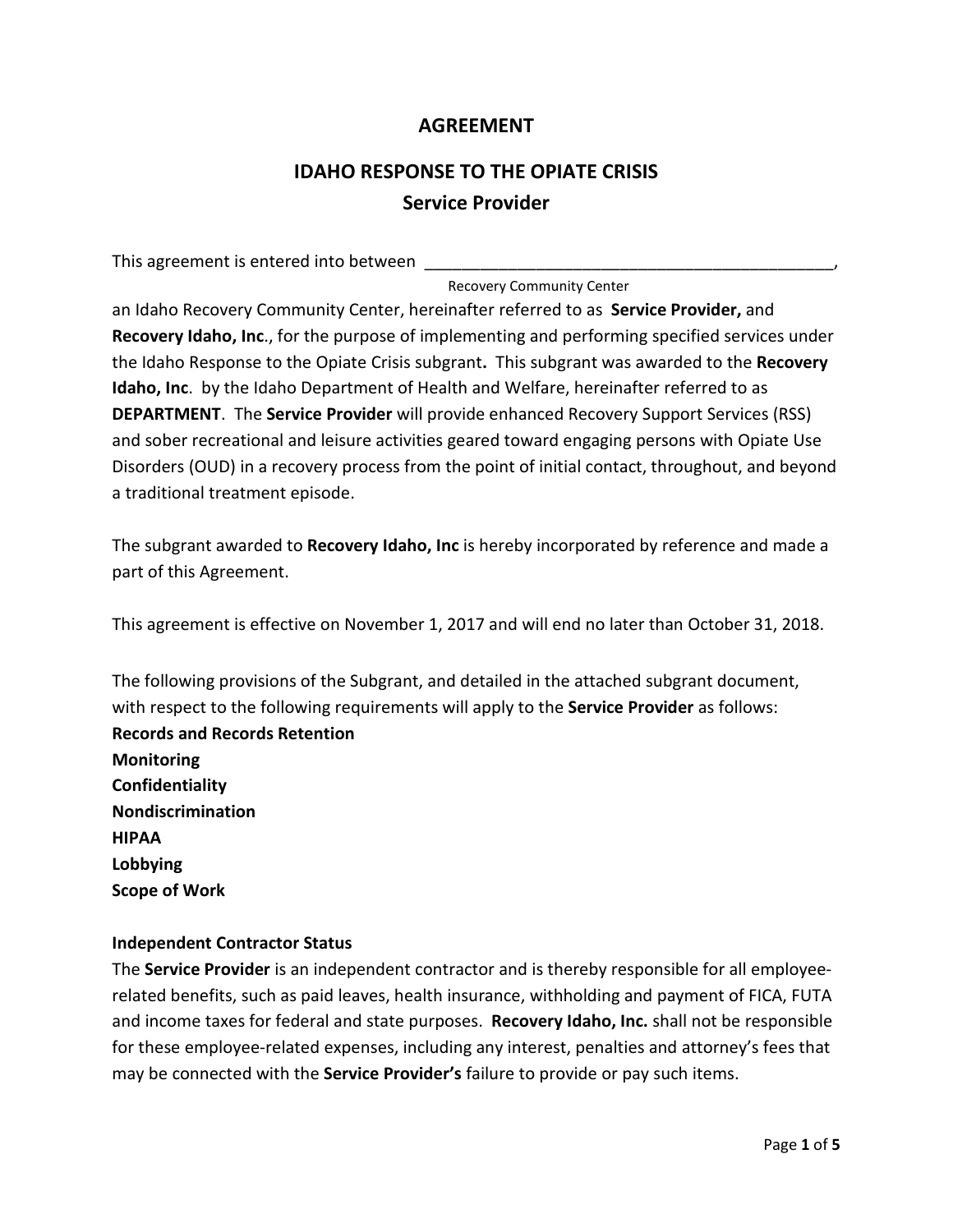# AGREEMENT

## IDAHO RESPONSE TO THE OPIATE CRISIS
## Service Provider

This agreement is entered into between ______________________________________________,
Recovery Community Center

an Idaho Recovery Community Center, hereinafter referred to as **Service Provider,** and **Recovery Idaho, Inc**., for the purpose of implementing and performing specified services under the Idaho Response to the Opiate Crisis subgrant**.** This subgrant was awarded to the **Recovery Idaho, Inc**. by the Idaho Department of Health and Welfare, hereinafter referred to as **DEPARTMENT**. The **Service Provider** will provide enhanced Recovery Support Services (RSS) and sober recreational and leisure activities geared toward engaging persons with Opiate Use Disorders (OUD) in a recovery process from the point of initial contact, throughout, and beyond a traditional treatment episode.

The subgrant awarded to **Recovery Idaho, Inc** is hereby incorporated by reference and made a part of this Agreement.

This agreement is effective on November 1, 2017 and will end no later than October 31, 2018.

The following provisions of the Subgrant, and detailed in the attached subgrant document, with respect to the following requirements will apply to the **Service Provider** as follows:

**Records and Records Retention**
**Monitoring**
**Confidentiality**
**Nondiscrimination**
**HIPAA**
**Lobbying**
**Scope of Work**

**Independent Contractor Status**
The **Service Provider** is an independent contractor and is thereby responsible for all employee-related benefits, such as paid leaves, health insurance, withholding and payment of FICA, FUTA and income taxes for federal and state purposes. **Recovery Idaho, Inc.** shall not be responsible for these employee-related expenses, including any interest, penalties and attorney's fees that may be connected with the **Service Provider's** failure to provide or pay such items.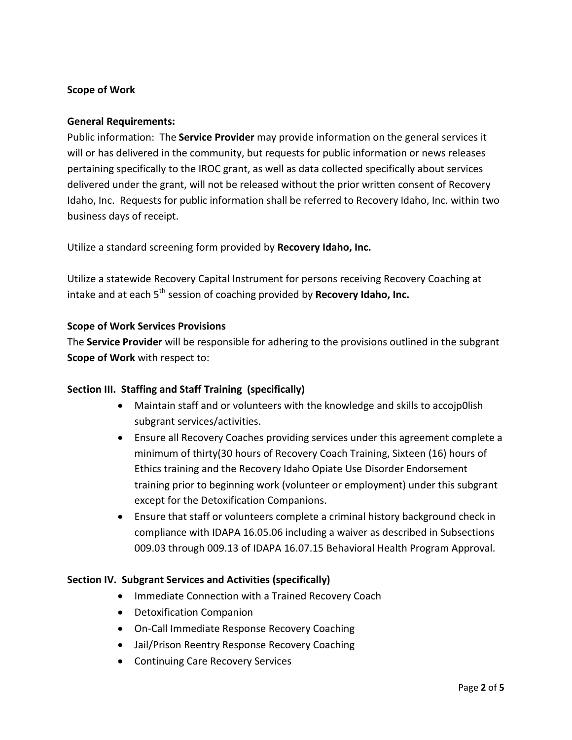**Scope of Work**

**General Requirements:**

Public information: The **Service Provider** may provide information on the general services it will or has delivered in the community, but requests for public information or news releases pertaining specifically to the IROC grant, as well as data collected specifically about services delivered under the grant, will not be released without the prior written consent of Recovery Idaho, Inc. Requests for public information shall be referred to Recovery Idaho, Inc. within two business days of receipt.

Utilize a standard screening form provided by **Recovery Idaho, Inc.**

Utilize a statewide Recovery Capital Instrument for persons receiving Recovery Coaching at intake and at each 5th session of coaching provided by **Recovery Idaho, Inc.**

**Scope of Work Services Provisions**

The **Service Provider** will be responsible for adhering to the provisions outlined in the subgrant **Scope of Work** with respect to:

**Section III. Staffing and Staff Training (specifically)**

- Maintain staff and or volunteers with the knowledge and skills to accojp0lish subgrant services/activities.
- Ensure all Recovery Coaches providing services under this agreement complete a minimum of thirty(30 hours of Recovery Coach Training, Sixteen (16) hours of Ethics training and the Recovery Idaho Opiate Use Disorder Endorsement training prior to beginning work (volunteer or employment) under this subgrant except for the Detoxification Companions.
- Ensure that staff or volunteers complete a criminal history background check in compliance with IDAPA 16.05.06 including a waiver as described in Subsections 009.03 through 009.13 of IDAPA 16.07.15 Behavioral Health Program Approval.

**Section IV. Subgrant Services and Activities (specifically)**

- Immediate Connection with a Trained Recovery Coach
- Detoxification Companion
- On-Call Immediate Response Recovery Coaching
- Jail/Prison Reentry Response Recovery Coaching
- Continuing Care Recovery Services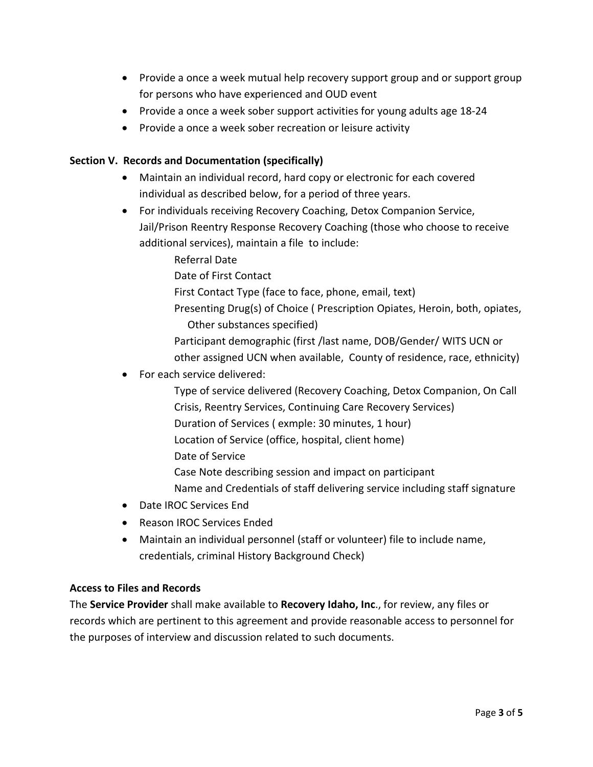- Provide a once a week mutual help recovery support group and or support group for persons who have experienced and OUD event
- Provide a once a week sober support activities for young adults age 18-24
- Provide a once a week sober recreation or leisure activity

**Section V. Records and Documentation (specifically)**

- Maintain an individual record, hard copy or electronic for each covered individual as described below, for a period of three years.
- For individuals receiving Recovery Coaching, Detox Companion Service, Jail/Prison Reentry Response Recovery Coaching (those who choose to receive additional services), maintain a file to include:
  - Referral Date
  - Date of First Contact
  - First Contact Type (face to face, phone, email, text)
  - Presenting Drug(s) of Choice ( Prescription Opiates, Heroin, both, opiates, Other substances specified)
  - Participant demographic (first /last name, DOB/Gender/ WITS UCN or other assigned UCN when available, County of residence, race, ethnicity)
- For each service delivered:
  - Type of service delivered (Recovery Coaching, Detox Companion, On Call Crisis, Reentry Services, Continuing Care Recovery Services)
  - Duration of Services ( exmple: 30 minutes, 1 hour)
  - Location of Service (office, hospital, client home)
  - Date of Service
  - Case Note describing session and impact on participant
  - Name and Credentials of staff delivering service including staff signature
- Date IROC Services End
- Reason IROC Services Ended
- Maintain an individual personnel (staff or volunteer) file to include name, credentials, criminal History Background Check)

**Access to Files and Records**

The **Service Provider** shall make available to **Recovery Idaho, Inc**., for review, any files or records which are pertinent to this agreement and provide reasonable access to personnel for the purposes of interview and discussion related to such documents.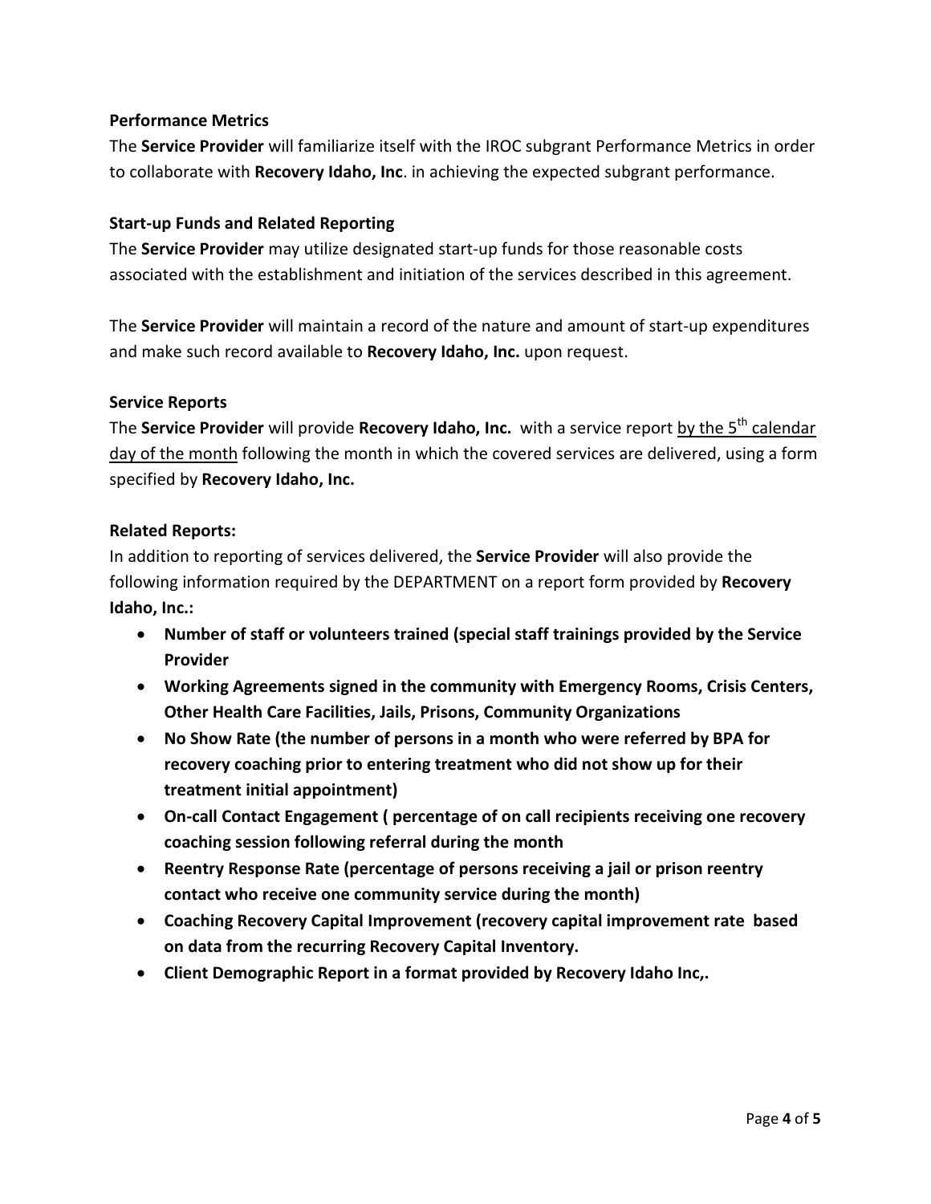**Performance Metrics**

The **Service Provider** will familiarize itself with the IROC subgrant Performance Metrics in order to collaborate with **Recovery Idaho, Inc**. in achieving the expected subgrant performance.

**Start-up Funds and Related Reporting**

The **Service Provider** may utilize designated start-up funds for those reasonable costs associated with the establishment and initiation of the services described in this agreement.

The **Service Provider** will maintain a record of the nature and amount of start-up expenditures and make such record available to **Recovery Idaho, Inc.** upon request.

**Service Reports**

The **Service Provider** will provide **Recovery Idaho, Inc.** with a service report by the 5th calendar day of the month following the month in which the covered services are delivered, using a form specified by **Recovery Idaho, Inc.**

**Related Reports:**

In addition to reporting of services delivered, the **Service Provider** will also provide the following information required by the DEPARTMENT on a report form provided by **Recovery Idaho, Inc.:**

- **Number of staff or volunteers trained (special staff trainings provided by the Service Provider**
- **Working Agreements signed in the community with Emergency Rooms, Crisis Centers, Other Health Care Facilities, Jails, Prisons, Community Organizations**
- **No Show Rate (the number of persons in a month who were referred by BPA for recovery coaching prior to entering treatment who did not show up for their treatment initial appointment)**
- **On-call Contact Engagement ( percentage of on call recipients receiving one recovery coaching session following referral during the month**
- **Reentry Response Rate (percentage of persons receiving a jail or prison reentry contact who receive one community service during the month)**
- **Coaching Recovery Capital Improvement (recovery capital improvement rate based on data from the recurring Recovery Capital Inventory.**
- **Client Demographic Report in a format provided by Recovery Idaho Inc,.**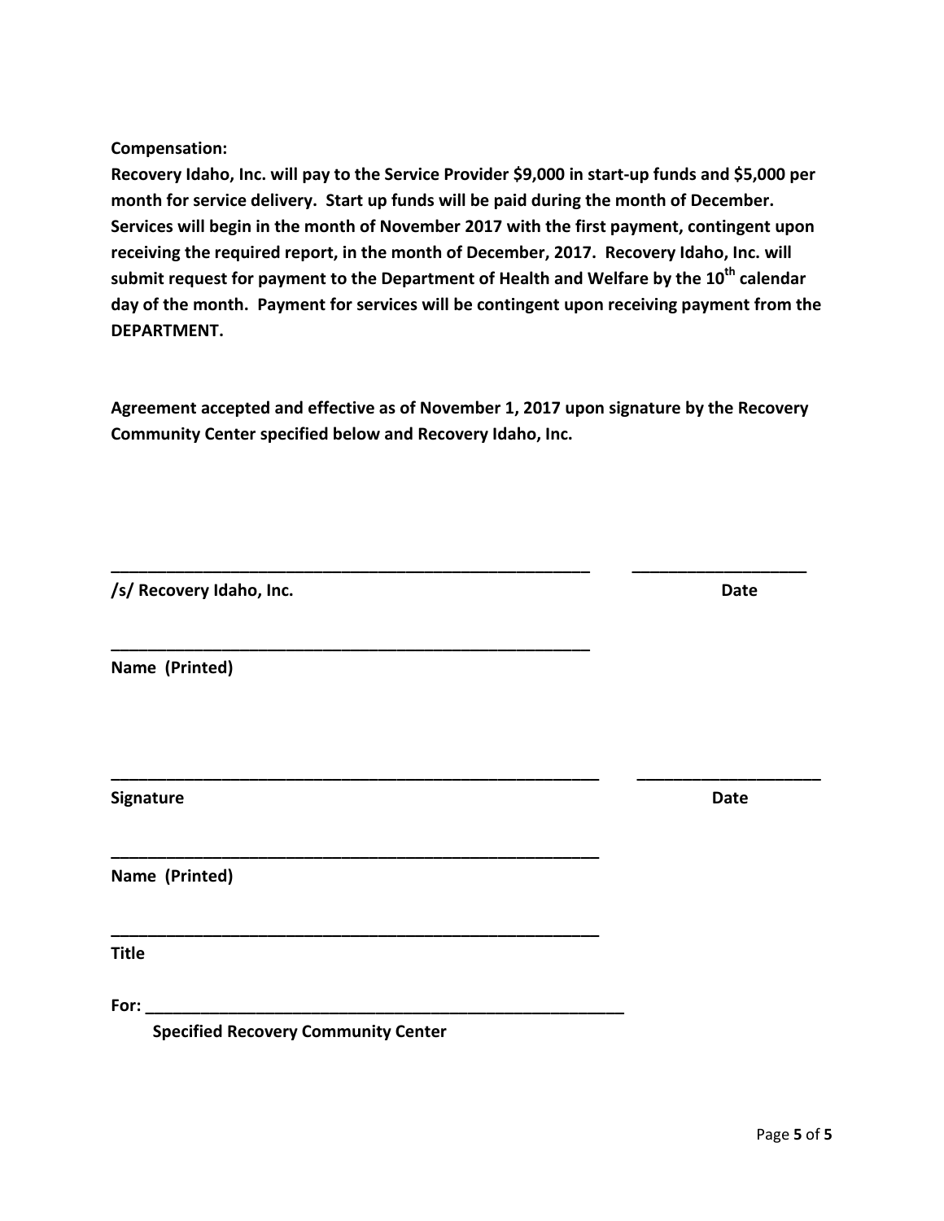**Compensation:**

**Recovery Idaho, Inc. will pay to the Service Provider $9,000 in start-up funds and $5,000 per month for service delivery. Start up funds will be paid during the month of December. Services will begin in the month of November 2017 with the first payment, contingent upon receiving the required report, in the month of December, 2017. Recovery Idaho, Inc. will submit request for payment to the Department of Health and Welfare by the 10th calendar day of the month. Payment for services will be contingent upon receiving payment from the DEPARTMENT.**

**Agreement accepted and effective as of November 1, 2017 upon signature by the Recovery Community Center specified below and Recovery Idaho, Inc.**

_______________________________________________________ ____________________

**/s/ Recovery Idaho, Inc.** **Date**

_______________________________________________________

**Name (Printed)**

_______________________________________________________ ____________________

**Signature** **Date**

_______________________________________________________

**Name (Printed)**

_______________________________________________________

**Title**

**For:** _______________________________________________________

**Specified Recovery Community Center**